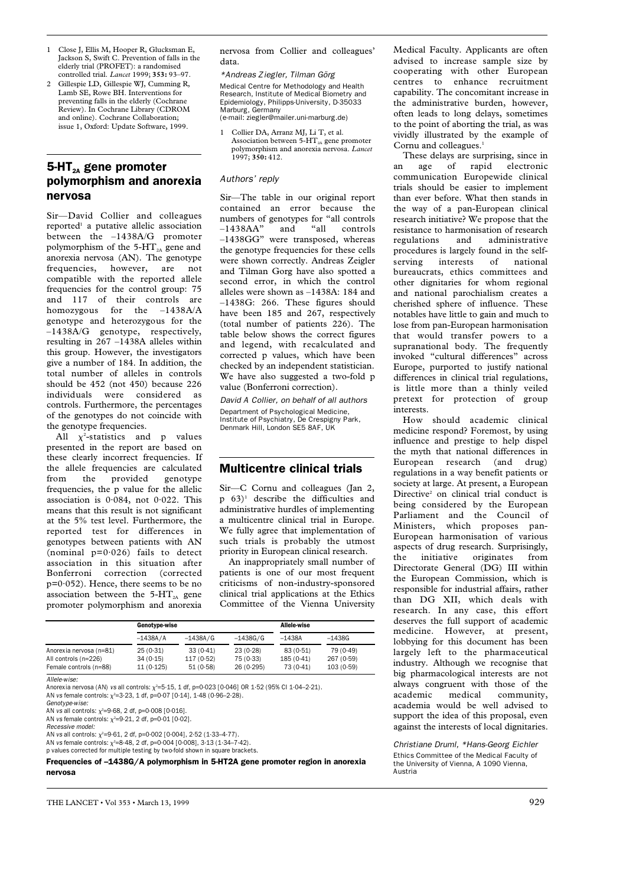1. Close J, Ellis M, Hooper R, Glucksman E, Jackson S, Swift C. Prevention of falls in the elderly trial (PROFET): a randomised controlled trial. *Lancet* 1999; **353:** 93–97.
2. Gillespie LD, Gillespie WJ, Cumming R, Lamb SE, Rowe BH. Interventions for preventing falls in the elderly (Cochrane Review). In Cochrane Library (CDROM and online). Cochrane Collaboration; issue 1, Oxford: Update Software, 1999.

## 5-HT$_{2A}$ gene promoter polymorphism and anorexia nervosa

Sir—David Collier and colleagues reported[1] a putative allelic association between the –1438A/G promoter polymorphism of the 5-HT$_{2A}$ gene and anorexia nervosa (AN). The genotype frequencies, however, are not compatible with the reported allele frequencies for the control group: 75 and 117 of their controls are homozygous for the –1438A/A genotype and heterozygous for the –1438A/G genotype, respectively, resulting in 267 –1438A alleles within this group. However, the investigators give a number of 184. In addition, the total number of alleles in controls should be 452 (not 450) because 226 individuals were considered as controls. Furthermore, the percentages of the genotypes do not coincide with the genotype frequencies.

All $\chi^2$-statistics and p values presented in the report are based on these clearly incorrect frequencies. If the allele frequencies are calculated from the provided genotype frequencies, the p value for the allelic association is 0·084, not 0·022. This means that this result is not significant at the 5% test level. Furthermore, the reported test for differences in genotypes between patients with AN (nominal p=0·026) fails to detect association in this situation after Bonferroni correction (corrected p=0·052). Hence, there seems to be no association between the 5-HT$_{2A}$ gene promoter polymorphism and anorexia nervosa from Collier and colleagues' data.

*\*Andreas Ziegler, Tilman Görg*

Medical Centre for Methodology and Health Research, Institute of Medical Biometry and Epidemiology, Philipps-University, D-35033 Marburg, Germany
(e-mail: ziegler@mailer.uni-marburg.de)

1. Collier DA, Arranz MJ, Li T, et al. Association between 5-HT$_{2A}$ gene promoter polymorphism and anorexia nervosa. *Lancet* 1997; **350:** 412.

### *Authors' reply*

Sir—The table in our original report contained an error because the numbers of genotypes for "all controls –1438AA" and "all controls –1438GG" were transposed, whereas the genotype frequencies for these cells were shown correctly. Andreas Zeigler and Tilman Gorg have also spotted a second error, in which the control alleles were shown as –1438A: 184 and –1438G: 266. These figures should have been 185 and 267, respectively (total number of patients 226). The table below shows the correct figures and legend, with recalculated and corrected p values, which have been checked by an independent statistician. We have also suggested a two-fold p value (Bonferroni correction).

*David A Collier, on behalf of all authors*

Department of Psychological Medicine, Institute of Psychiatry, De Crespigny Park, Denmark Hill, London SE5 8AF, UK

| | Genotype-wise | | | Allele-wise | |
|---|---|---|---|---|---|
| | –1438A/A | –1438A/G | –1438G/G | –1438A | –1438G |
| Anorexia nervosa (n=81) | 25 (0·31) | 33 (0·41) | 23 (0·28) | 83 (0·51) | 79 (0·49) |
| All controls (n=226) | 34 (0·15) | 117 (0·52) | 75 (0·33) | 185 (0·41) | 267 (0·59) |
| Female controls (n=88) | 11 (0·125) | 51 (0·58) | 26 (0·295) | 73 (0·41) | 103 (0·59) |

*Allele-wise:*
Anorexia nervosa (AN) *vs* all controls: $\chi^2$=5·15, 1 df, p=0·023 [0·046] OR 1·52 (95% CI 1·04–2·21).
AN *vs* female controls: $\chi^2$=3·23, 1 df, p=0·07 [0·14], 1·48 (0·96–2·28).
*Genotype-wise:*
AN *vs* all controls: $\chi^2$=9·68, 2 df, p=0·008 [0·016].
AN *vs* female controls: $\chi^2$=9·21, 2 df, p=0·01 [0·02].
*Recessive model:*
AN *vs* all controls: $\chi^2$=9·61, 2 df, p=0·002 [0·004], 2·52 (1·33–4·77).
AN *vs* female controls: $\chi^2$=8·48, 2 df, p=0·004 [0·008], 3·13 (1·34–7·42).
p values corrected for multiple testing by two-fold shown in square brackets.

**Frequencies of –1438G/A polymorphism in 5-HT2A gene promoter region in anorexia nervosa**

## Multicentre clinical trials

Sir—C Cornu and colleagues (Jan 2, p 63)[1] describe the difficulties and administrative hurdles of implementing a multicentre clinical trial in Europe. We fully agree that implementation of such trials is probably the utmost priority in European clinical research.

An inappropriately small number of patients is one of our most frequent criticisms of non-industry-sponsored clinical trial applications at the Ethics Committee of the Vienna University Medical Faculty. Applicants are often advised to increase sample size by cooperating with other European centres to enhance recruitment capability. The concomitant increase in the administrative burden, however, often leads to long delays, sometimes to the point of aborting the trial, as was vividly illustrated by the example of Cornu and colleagues.[1]

These delays are surprising, since in an age of rapid electronic communication Europewide clinical trials should be easier to implement than ever before. What then stands in the way of a pan-European clinical research initiative? We propose that the resistance to harmonisation of research regulations and administrative procedures is largely found in the self-serving interests of national bureaucrats, ethics committees and other dignitaries for whom regional and national parochialism creates a cherished sphere of influence. These notables have little to gain and much to lose from pan-European harmonisation that would transfer powers to a supranational body. The frequently invoked "cultural differences" across Europe, purported to justify national differences in clinical trial regulations, is little more than a thinly veiled pretext for protection of group interests.

How should academic clinical medicine respond? Foremost, by using influence and prestige to help dispel the myth that national differences in European research (and drug) regulations in a way benefit patients or society at large. At present, a European Directive[2] on clinical trial conduct is being considered by the European Parliament and the Council of Ministers, which proposes pan-European harmonisation of various aspects of drug research. Surprisingly, the initiative originates from Directorate General (DG) III within the European Commission, which is responsible for industrial affairs, rather than DG XII, which deals with research. In any case, this effort deserves the full support of academic medicine. However, at present, lobbying for this document has been largely left to the pharmaceutical industry. Although we recognise that big pharmacological interests are not always congruent with those of the academic medical community, academia would be well advised to support the idea of this proposal, even against the interests of local dignitaries.

*Christiane Druml, \*Hans-Georg Eichler*

Ethics Committee of the Medical Faculty of the University of Vienna, A 1090 Vienna, Austria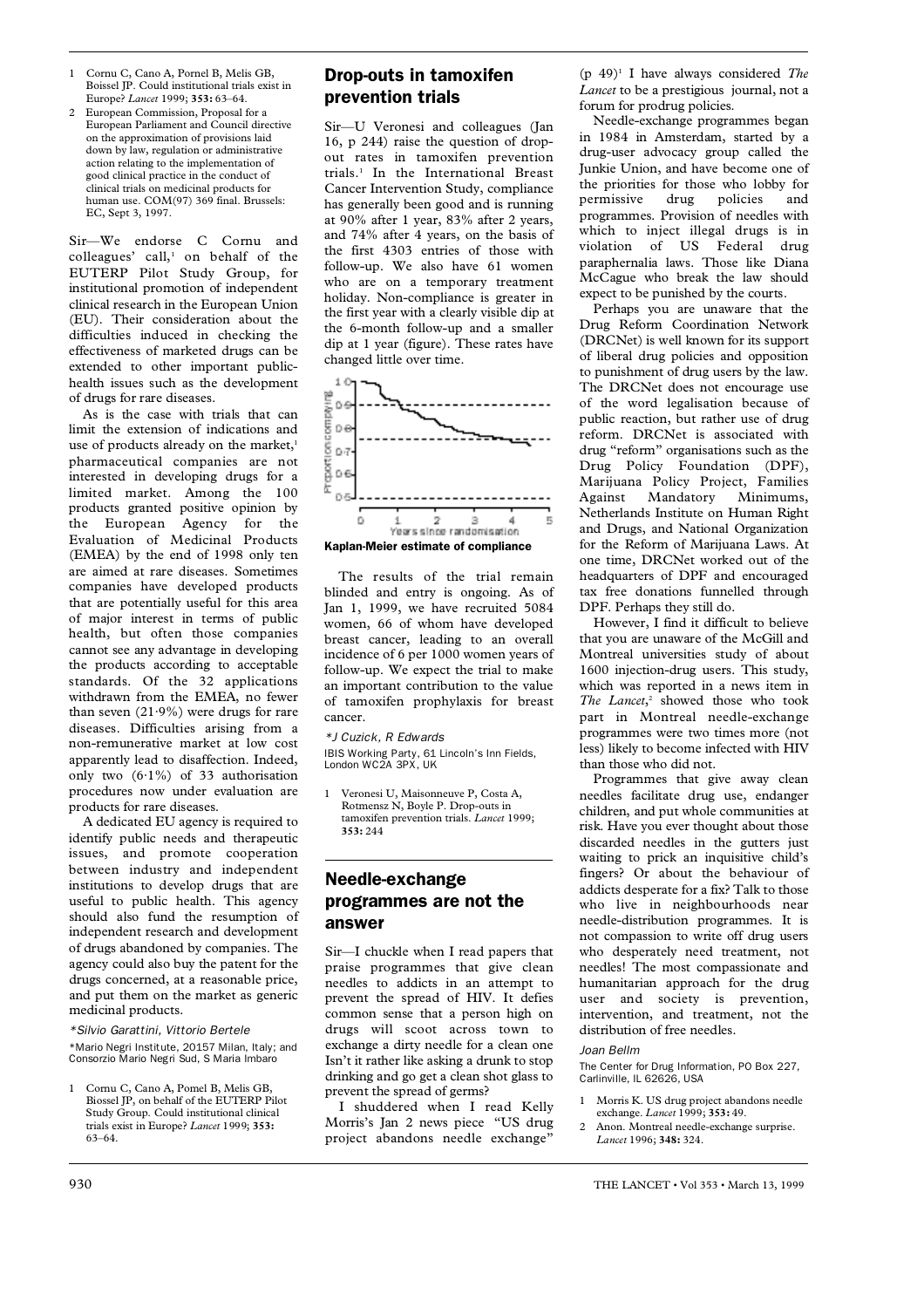1 Cornu C, Cano A, Pornel B, Melis GB, Boissel JP. Could institutional trials exist in Europe? *Lancet* 1999; **353:** 63–64.

2 European Commission, Proposal for a European Parliament and Council directive on the approximation of provisions laid down by law, regulation or administrative action relating to the implementation of good clinical practice in the conduct of clinical trials on medicinal products for human use. COM(97) 369 final. Brussels: EC, Sept 3, 1997.

Sir—We endorse C Cornu and colleagues' call,[1] on behalf of the EUTERP Pilot Study Group, for institutional promotion of independent clinical research in the European Union (EU). Their consideration about the difficulties induced in checking the effectiveness of marketed drugs can be extended to other important public-health issues such as the development of drugs for rare diseases.

As is the case with trials that can limit the extension of indications and use of products already on the market,[1] pharmaceutical companies are not interested in developing drugs for a limited market. Among the 100 products granted positive opinion by the European Agency for the Evaluation of Medicinal Products (EMEA) by the end of 1998 only ten are aimed at rare diseases. Sometimes companies have developed products that are potentially useful for this area of major interest in terms of public health, but often those companies cannot see any advantage in developing the products according to acceptable standards. Of the 32 applications withdrawn from the EMEA, no fewer than seven (21·9%) were drugs for rare diseases. Difficulties arising from a non-remunerative market at low cost apparently lead to disaffection. Indeed, only two (6·1%) of 33 authorisation procedures now under evaluation are products for rare diseases.

A dedicated EU agency is required to identify public needs and therapeutic issues, and promote cooperation between industry and independent institutions to develop drugs that are useful to public health. This agency should also fund the resumption of independent research and development of drugs abandoned by companies. The agency could also buy the patent for the drugs concerned, at a reasonable price, and put them on the market as generic medicinal products.

*\*Silvio Garattini, Vittorio Bertele*

\*Mario Negri Institute, 20157 Milan, Italy; and Consorzio Mario Negri Sud, S Maria Imbaro

1 Cornu C, Cano A, Pomel B, Melis GB, Biossel JP, on behalf of the EUTERP Pilot Study Group. Could institutional clinical trials exist in Europe? *Lancet* 1999; **353:** 63–64.

## Drop-outs in tamoxifen prevention trials

Sir—U Veronesi and colleagues (Jan 16, p 244) raise the question of drop-out rates in tamoxifen prevention trials.[1] In the International Breast Cancer Intervention Study, compliance has generally been good and is running at 90% after 1 year, 83% after 2 years, and 74% after 4 years, on the basis of the first 4303 entries of those with follow-up. We also have 61 women who are on a temporary treatment holiday. Non-compliance is greater in the first year with a clearly visible dip at the 6-month follow-up and a smaller dip at 1 year (figure). These rates have changed little over time.

Proportion complying
1·0
0·9
0·8
0·7
0·6
0·5
0 1 2 3 4 5
Years since randomisation

**Kaplan-Meier estimate of compliance**

The results of the trial remain blinded and entry is ongoing. As of Jan 1, 1999, we have recruited 5084 women, 66 of whom have developed breast cancer, leading to an overall incidence of 6 per 1000 women years of follow-up. We expect the trial to make an important contribution to the value of tamoxifen prophylaxis for breast cancer.

*\*J Cuzick, R Edwards*

IBIS Working Party, 61 Lincoln's Inn Fields, London WC2A 3PX, UK

1 Veronesi U, Maisonneuve P, Costa A, Rotmensz N, Boyle P. Drop-outs in tamoxifen prevention trials. *Lancet* 1999; **353:** 244

## Needle-exchange programmes are not the answer

Sir—I chuckle when I read papers that praise programmes that give clean needles to addicts in an attempt to prevent the spread of HIV. It defies common sense that a person high on drugs will scoot across town to exchange a dirty needle for a clean one Isn't it rather like asking a drunk to stop drinking and go get a clean shot glass to prevent the spread of germs?

I shuddered when I read Kelly Morris's Jan 2 news piece "US drug project abandons needle exchange" (p 49)[1] I have always considered *The Lancet* to be a prestigious journal, not a forum for prodrug policies.

Needle-exchange programmes began in 1984 in Amsterdam, started by a drug-user advocacy group called the Junkie Union, and have become one of the priorities for those who lobby for permissive drug policies and programmes. Provision of needles with which to inject illegal drugs is in violation of US Federal drug paraphernalia laws. Those like Diana McCague who break the law should expect to be punished by the courts.

Perhaps you are unaware that the Drug Reform Coordination Network (DRCNet) is well known for its support of liberal drug policies and opposition to punishment of drug users by the law. The DRCNet does not encourage use of the word legalisation because of public reaction, but rather use of drug reform. DRCNet is associated with drug "reform" organisations such as the Drug Policy Foundation (DPF), Marijuana Policy Project, Families Against Mandatory Minimums, Netherlands Institute on Human Right and Drugs, and National Organization for the Reform of Marijuana Laws. At one time, DRCNet worked out of the headquarters of DPF and encouraged tax free donations funnelled through DPF. Perhaps they still do.

However, I find it difficult to believe that you are unaware of the McGill and Montreal universities study of about 1600 injection-drug users. This study, which was reported in a news item in *The Lancet*,[2] showed those who took part in Montreal needle-exchange programmes were two times more (not less) likely to become infected with HIV than those who did not.

Programmes that give away clean needles facilitate drug use, endanger children, and put whole communities at risk. Have you ever thought about those discarded needles in the gutters just waiting to prick an inquisitive child's fingers? Or about the behaviour of addicts desperate for a fix? Talk to those who live in neighbourhoods near needle-distribution programmes. It is not compassion to write off drug users who desperately need treatment, not needles! The most compassionate and humanitarian approach for the drug user and society is prevention, intervention, and treatment, not the distribution of free needles.

*Joan Bellm*

The Center for Drug Information, PO Box 227, Carlinville, IL 62626, USA

1 Morris K. US drug project abandons needle exchange. *Lancet* 1999; **353:** 49.

2 Anon. Montreal needle-exchange surprise. *Lancet* 1996; **348:** 324.